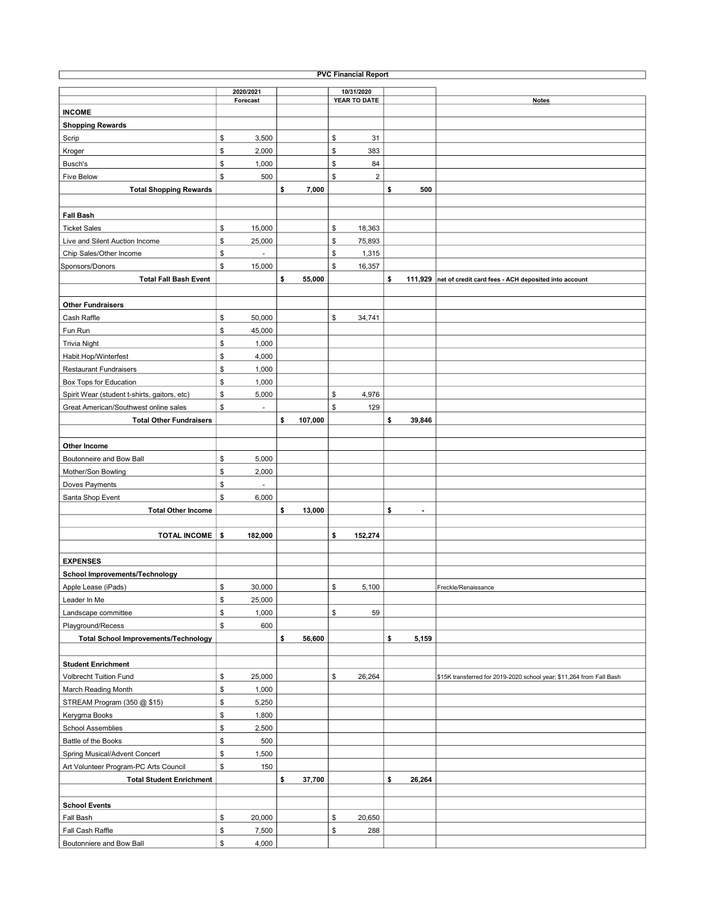# PVC Financial Report

| | 2020/2021 Forecast | | 10/31/2020 YEAR TO DATE | | Notes |
|---|---|---|---|---|---|
| **INCOME** | | | | | |
| **Shopping Rewards** | | | | | |
| Scrip | $ 3,500 | | $ 31 | | |
| Kroger | $ 2,000 | | $ 383 | | |
| Busch's | $ 1,000 | | $ 84 | | |
| Five Below | $ 500 | | $ 2 | | |
| **Total Shopping Rewards** | | **$ 7,000** | | **$ 500** | |
| | | | | | |
| **Fall Bash** | | | | | |
| Ticket Sales | $ 15,000 | | $ 18,363 | | |
| Live and Silent Auction Income | $ 25,000 | | $ 75,893 | | |
| Chip Sales/Other Income | $ - | | $ 1,315 | | |
| Sponsors/Donors | $ 15,000 | | $ 16,357 | | |
| **Total Fall Bash Event** | | **$ 55,000** | | **$ 111,929** | **net of credit card fees - ACH deposited into account** |
| | | | | | |
| **Other Fundraisers** | | | | | |
| Cash Raffle | $ 50,000 | | $ 34,741 | | |
| Fun Run | $ 45,000 | | | | |
| Trivia Night | $ 1,000 | | | | |
| Habit Hop/Winterfest | $ 4,000 | | | | |
| Restaurant Fundraisers | $ 1,000 | | | | |
| Box Tops for Education | $ 1,000 | | | | |
| Spirit Wear (student t-shirts, gaitors, etc) | $ 5,000 | | $ 4,976 | | |
| Great American/Southwest online sales | $ - | | $ 129 | | |
| **Total Other Fundraisers** | | **$ 107,000** | | **$ 39,846** | |
| | | | | | |
| **Other Income** | | | | | |
| Boutonneire and Bow Ball | $ 5,000 | | | | |
| Mother/Son Bowling | $ 2,000 | | | | |
| Doves Payments | $ - | | | | |
| Santa Shop Event | $ 6,000 | | | | |
| **Total Other Income** | | **$ 13,000** | | **$ -** | |
| | | | | | |
| **TOTAL INCOME** | **$ 182,000** | | **$ 152,274** | | |
| | | | | | |
| **EXPENSES** | | | | | |
| **School Improvements/Technology** | | | | | |
| Apple Lease (iPads) | $ 30,000 | | $ 5,100 | | Freckle/Renaissance |
| Leader In Me | $ 25,000 | | | | |
| Landscape committee | $ 1,000 | | $ 59 | | |
| Playground/Recess | $ 600 | | | | |
| **Total School Improvements/Technology** | | **$ 56,600** | | **$ 5,159** | |
| | | | | | |
| **Student Enrichment** | | | | | |
| Volbrecht Tuition Fund | $ 25,000 | | $ 26,264 | | $15K transferred for 2019-2020 school year; $11,264 from Fall Bash |
| March Reading Month | $ 1,000 | | | | |
| STREAM Program (350 @ $15) | $ 5,250 | | | | |
| Kerygma Books | $ 1,800 | | | | |
| School Assemblies | $ 2,500 | | | | |
| Battle of the Books | $ 500 | | | | |
| Spring Musical/Advent Concert | $ 1,500 | | | | |
| Art Volunteer Program-PC Arts Council | $ 150 | | | | |
| **Total Student Enrichment** | | **$ 37,700** | | **$ 26,264** | |
| | | | | | |
| **School Events** | | | | | |
| Fall Bash | $ 20,000 | | $ 20,650 | | |
| Fall Cash Raffle | $ 7,500 | | $ 288 | | |
| Boutonniere and Bow Ball | $ 4,000 | | | | |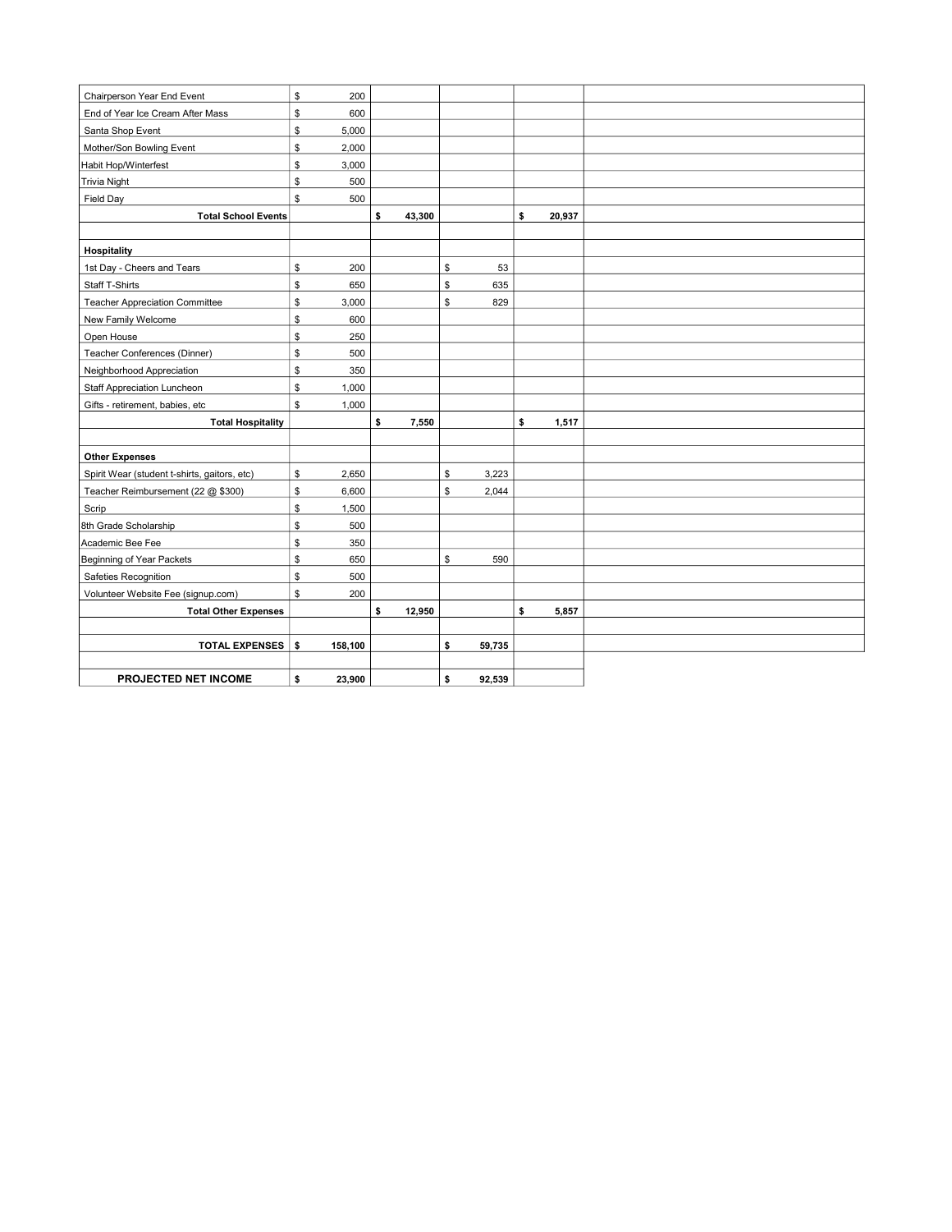| | | | | | |
|---|---|---|---|---|---|
| Chairperson Year End Event | $ 200 | | | | |
| End of Year Ice Cream After Mass | $ 600 | | | | |
| Santa Shop Event | $ 5,000 | | | | |
| Mother/Son Bowling Event | $ 2,000 | | | | |
| Habit Hop/Winterfest | $ 3,000 | | | | |
| Trivia Night | $ 500 | | | | |
| Field Day | $ 500 | | | | |
| **Total School Events** | | **$ 43,300** | | **$ 20,937** | |
| | | | | | |
| **Hospitality** | | | | | |
| 1st Day - Cheers and Tears | $ 200 | | $ 53 | | |
| Staff T-Shirts | $ 650 | | $ 635 | | |
| Teacher Appreciation Committee | $ 3,000 | | $ 829 | | |
| New Family Welcome | $ 600 | | | | |
| Open House | $ 250 | | | | |
| Teacher Conferences (Dinner) | $ 500 | | | | |
| Neighborhood Appreciation | $ 350 | | | | |
| Staff Appreciation Luncheon | $ 1,000 | | | | |
| Gifts - retirement, babies, etc | $ 1,000 | | | | |
| **Total Hospitality** | | **$ 7,550** | | **$ 1,517** | |
| | | | | | |
| **Other Expenses** | | | | | |
| Spirit Wear (student t-shirts, gaitors, etc) | $ 2,650 | | $ 3,223 | | |
| Teacher Reimbursement (22 @ $300) | $ 6,600 | | $ 2,044 | | |
| Scrip | $ 1,500 | | | | |
| 8th Grade Scholarship | $ 500 | | | | |
| Academic Bee Fee | $ 350 | | | | |
| Beginning of Year Packets | $ 650 | | $ 590 | | |
| Safeties Recognition | $ 500 | | | | |
| Volunteer Website Fee (signup.com) | $ 200 | | | | |
| **Total Other Expenses** | | **$ 12,950** | | **$ 5,857** | |
| | | | | | |
| **TOTAL EXPENSES** | **$ 158,100** | | **$ 59,735** | | |
| | | | | | |
| **PROJECTED NET INCOME** | **$ 23,900** | | **$ 92,539** | | |